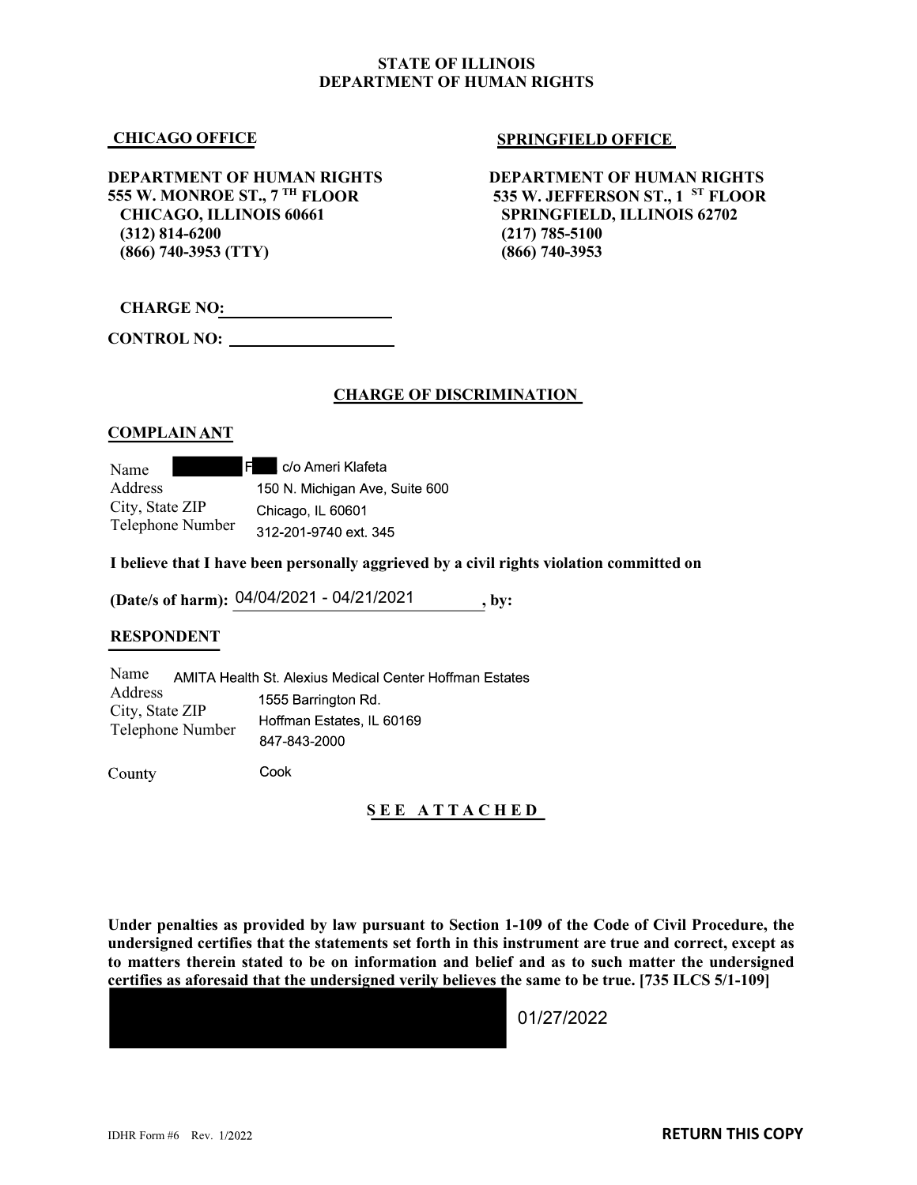**STATE OF ILLINOIS**
**DEPARTMENT OF HUMAN RIGHTS**

**CHICAGO OFFICE**

**DEPARTMENT OF HUMAN RIGHTS**
**555 W. MONROE ST., 7 TH FLOOR**
**CHICAGO, ILLINOIS 60661**
**(312) 814-6200**
**(866) 740-3953 (TTY)**

**SPRINGFIELD OFFICE**

**DEPARTMENT OF HUMAN RIGHTS**
**535 W. JEFFERSON ST., 1 ST FLOOR**
**SPRINGFIELD, ILLINOIS 62702**
**(217) 785-5100**
**(866) 740-3953**

**CHARGE NO:** ____________________

**CONTROL NO:** ____________________

## CHARGE OF DISCRIMINATION

**COMPLAINANT**

| | |
|---|---|
| Name | F c/o Ameri Klafeta |
| Address | 150 N. Michigan Ave, Suite 600 |
| City, State ZIP | Chicago, IL 60601 |
| Telephone Number | 312-201-9740 ext. 345 |

**I believe that I have been personally aggrieved by a civil rights violation committed on**

**(Date/s of harm):** 04/04/2021 - 04/21/2021 **, by:**

**RESPONDENT**

| | |
|---|---|
| Name | AMITA Health St. Alexius Medical Center Hoffman Estates |
| Address | 1555 Barrington Rd. |
| City, State ZIP | Hoffman Estates, IL 60169 |
| Telephone Number | 847-843-2000 |
| County | Cook |

**S E E A T T A C H E D**

**Under penalties as provided by law pursuant to Section 1-109 of the Code of Civil Procedure, the undersigned certifies that the statements set forth in this instrument are true and correct, except as to matters therein stated to be on information and belief and as to such matter the undersigned certifies as aforesaid that the undersigned verily believes the same to be true. [735 ILCS 5/1-109]**

01/27/2022

IDHR Form #6 Rev. 1/2022

**RETURN THIS COPY**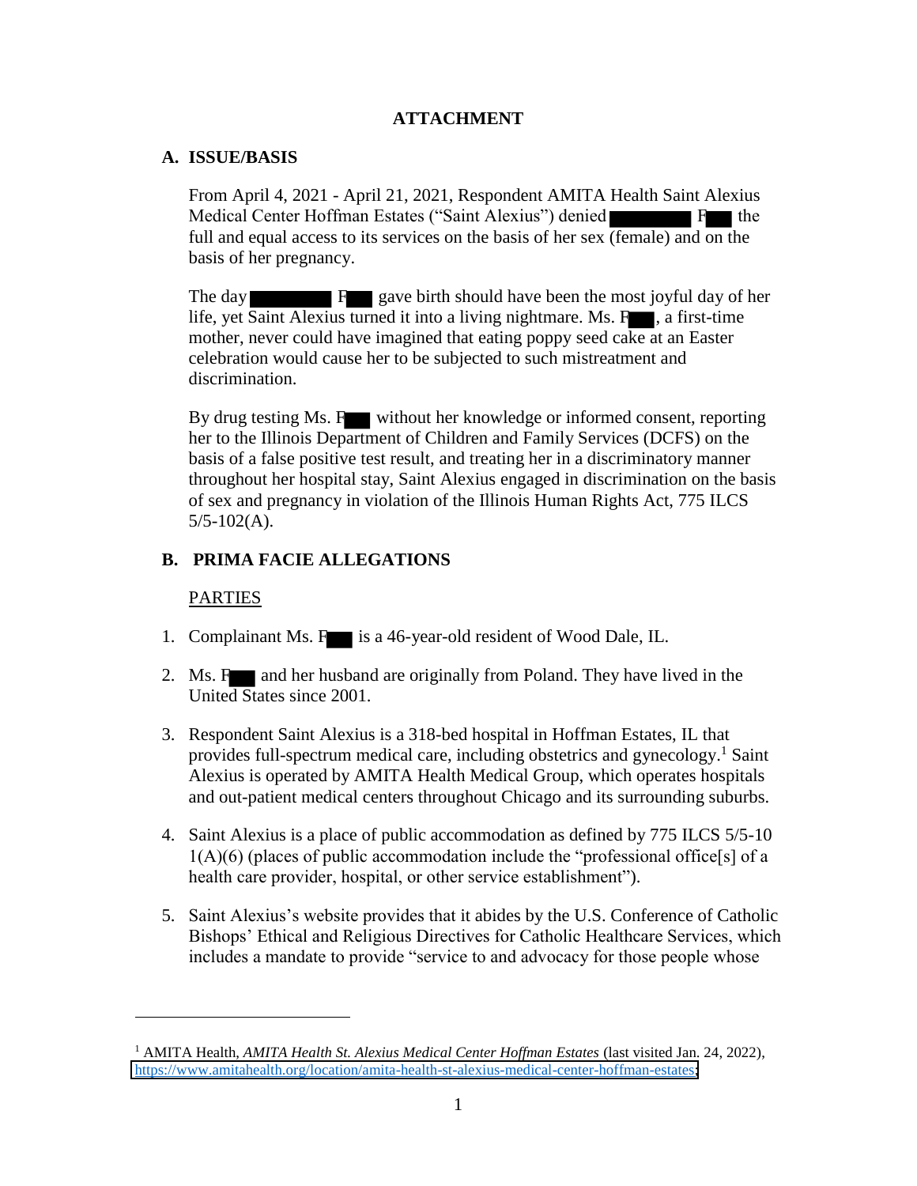**ATTACHMENT**

## A. ISSUE/BASIS

From April 4, 2021 - April 21, 2021, Respondent AMITA Health Saint Alexius Medical Center Hoffman Estates ("Saint Alexius") denied ████ F███ the full and equal access to its services on the basis of her sex (female) and on the basis of her pregnancy.

The day ████ F███ gave birth should have been the most joyful day of her life, yet Saint Alexius turned it into a living nightmare. Ms. F███, a first-time mother, never could have imagined that eating poppy seed cake at an Easter celebration would cause her to be subjected to such mistreatment and discrimination.

By drug testing Ms. F███ without her knowledge or informed consent, reporting her to the Illinois Department of Children and Family Services (DCFS) on the basis of a false positive test result, and treating her in a discriminatory manner throughout her hospital stay, Saint Alexius engaged in discrimination on the basis of sex and pregnancy in violation of the Illinois Human Rights Act, 775 ILCS 5/5-102(A).

## B. PRIMA FACIE ALLEGATIONS

PARTIES

1. Complainant Ms. F███ is a 46-year-old resident of Wood Dale, IL.
2. Ms. F███ and her husband are originally from Poland. They have lived in the United States since 2001.
3. Respondent Saint Alexius is a 318-bed hospital in Hoffman Estates, IL that provides full-spectrum medical care, including obstetrics and gynecology.[1] Saint Alexius is operated by AMITA Health Medical Group, which operates hospitals and out-patient medical centers throughout Chicago and its surrounding suburbs.
4. Saint Alexius is a place of public accommodation as defined by 775 ILCS 5/5-10 1(A)(6) (places of public accommodation include the "professional office[s] of a health care provider, hospital, or other service establishment").
5. Saint Alexius's website provides that it abides by the U.S. Conference of Catholic Bishops' Ethical and Religious Directives for Catholic Healthcare Services, which includes a mandate to provide "service to and advocacy for those people whose

---

[1] AMITA Health, *AMITA Health St. Alexius Medical Center Hoffman Estates* (last visited Jan. 24, 2022), https://www.amitahealth.org/location/amita-health-st-alexius-medical-center-hoffman-estates.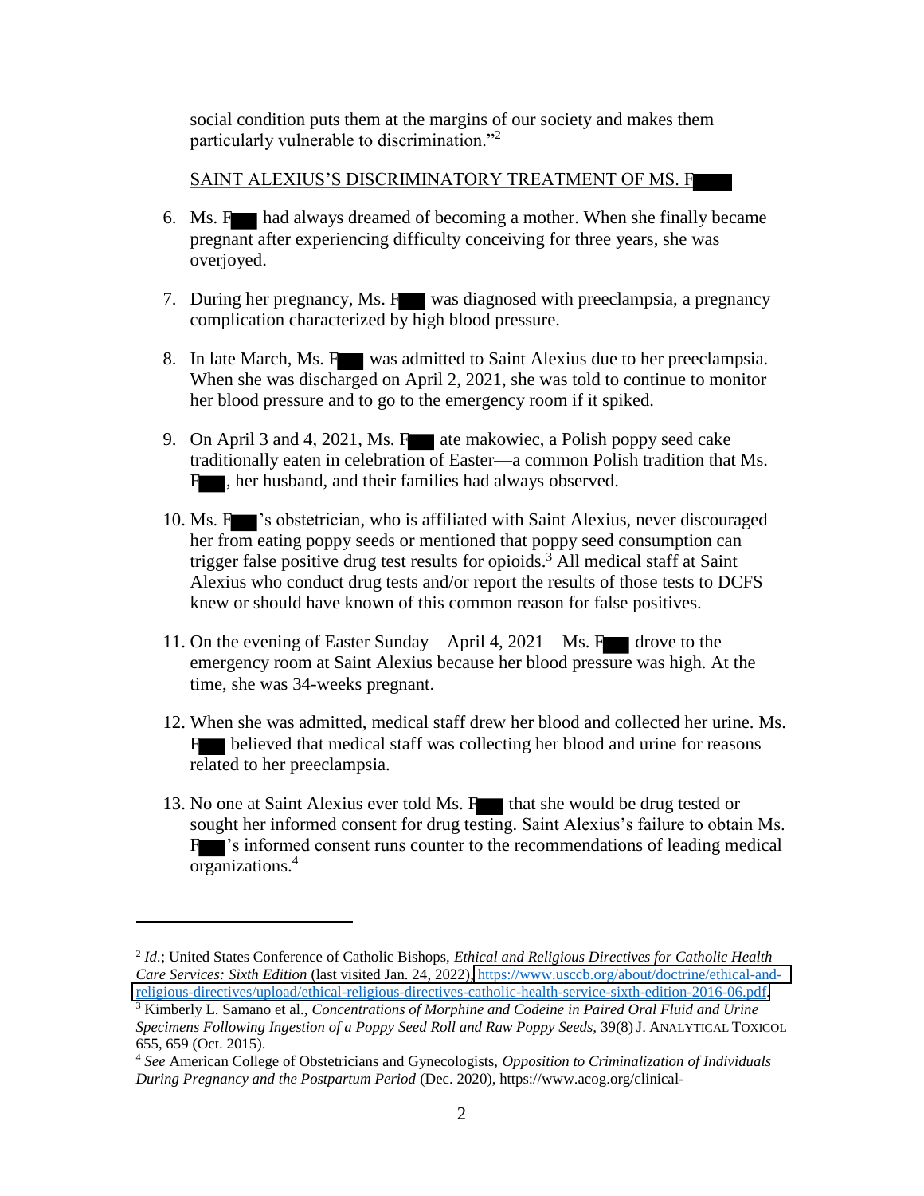social condition puts them at the margins of our society and makes them particularly vulnerable to discrimination."[2]

SAINT ALEXIUS'S DISCRIMINATORY TREATMENT OF MS. F█

6. Ms. F█ had always dreamed of becoming a mother. When she finally became pregnant after experiencing difficulty conceiving for three years, she was overjoyed.

7. During her pregnancy, Ms. F█ was diagnosed with preeclampsia, a pregnancy complication characterized by high blood pressure.

8. In late March, Ms. F█ was admitted to Saint Alexius due to her preeclampsia. When she was discharged on April 2, 2021, she was told to continue to monitor her blood pressure and to go to the emergency room if it spiked.

9. On April 3 and 4, 2021, Ms. F█ ate makowiec, a Polish poppy seed cake traditionally eaten in celebration of Easter—a common Polish tradition that Ms. F█, her husband, and their families had always observed.

10. Ms. F█'s obstetrician, who is affiliated with Saint Alexius, never discouraged her from eating poppy seeds or mentioned that poppy seed consumption can trigger false positive drug test results for opioids.[3] All medical staff at Saint Alexius who conduct drug tests and/or report the results of those tests to DCFS knew or should have known of this common reason for false positives.

11. On the evening of Easter Sunday—April 4, 2021—Ms. F█ drove to the emergency room at Saint Alexius because her blood pressure was high. At the time, she was 34-weeks pregnant.

12. When she was admitted, medical staff drew her blood and collected her urine. Ms. F█ believed that medical staff was collecting her blood and urine for reasons related to her preeclampsia.

13. No one at Saint Alexius ever told Ms. F█ that she would be drug tested or sought her informed consent for drug testing. Saint Alexius's failure to obtain Ms. F█'s informed consent runs counter to the recommendations of leading medical organizations.[4]

---

[2] *Id.*; United States Conference of Catholic Bishops, *Ethical and Religious Directives for Catholic Health Care Services: Sixth Edition* (last visited Jan. 24, 2022), https://www.usccb.org/about/doctrine/ethical-and-religious-directives/upload/ethical-religious-directives-catholic-health-service-sixth-edition-2016-06.pdf.

[3] Kimberly L. Samano et al., *Concentrations of Morphine and Codeine in Paired Oral Fluid and Urine Specimens Following Ingestion of a Poppy Seed Roll and Raw Poppy Seeds,* 39(8) J. ANALYTICAL TOXICOL 655, 659 (Oct. 2015).

[4] *See* American College of Obstetricians and Gynecologists, *Opposition to Criminalization of Individuals During Pregnancy and the Postpartum Period* (Dec. 2020), https://www.acog.org/clinical-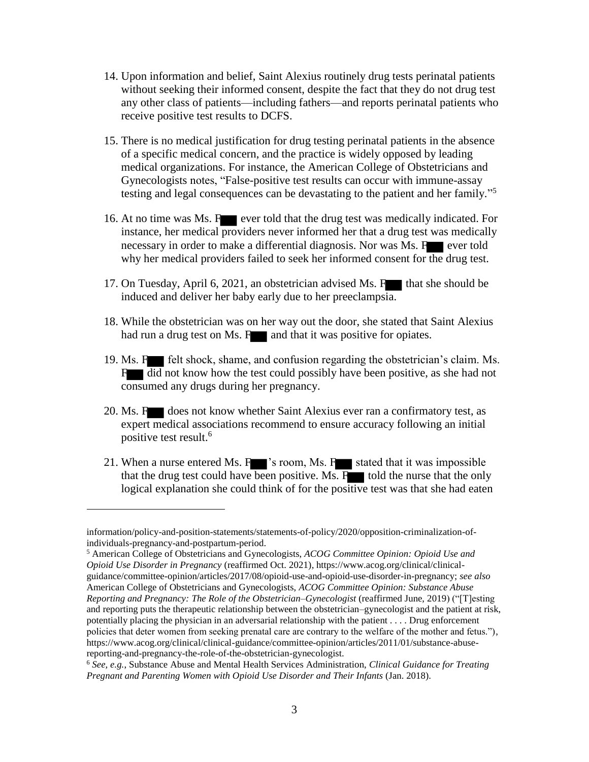14. Upon information and belief, Saint Alexius routinely drug tests perinatal patients without seeking their informed consent, despite the fact that they do not drug test any other class of patients—including fathers—and reports perinatal patients who receive positive test results to DCFS.

15. There is no medical justification for drug testing perinatal patients in the absence of a specific medical concern, and the practice is widely opposed by leading medical organizations. For instance, the American College of Obstetricians and Gynecologists notes, "False-positive test results can occur with immune-assay testing and legal consequences can be devastating to the patient and her family."[5]

16. At no time was Ms. F█ ever told that the drug test was medically indicated. For instance, her medical providers never informed her that a drug test was medically necessary in order to make a differential diagnosis. Nor was Ms. F█ ever told why her medical providers failed to seek her informed consent for the drug test.

17. On Tuesday, April 6, 2021, an obstetrician advised Ms. F█ that she should be induced and deliver her baby early due to her preeclampsia.

18. While the obstetrician was on her way out the door, she stated that Saint Alexius had run a drug test on Ms. F█ and that it was positive for opiates.

19. Ms. F█ felt shock, shame, and confusion regarding the obstetrician's claim. Ms. F█ did not know how the test could possibly have been positive, as she had not consumed any drugs during her pregnancy.

20. Ms. F█ does not know whether Saint Alexius ever ran a confirmatory test, as expert medical associations recommend to ensure accuracy following an initial positive test result.[6]

21. When a nurse entered Ms. F█'s room, Ms. F█ stated that it was impossible that the drug test could have been positive. Ms. F█ told the nurse that the only logical explanation she could think of for the positive test was that she had eaten

---

information/policy-and-position-statements/statements-of-policy/2020/opposition-criminalization-of-individuals-pregnancy-and-postpartum-period.

[5] American College of Obstetricians and Gynecologists, *ACOG Committee Opinion: Opioid Use and Opioid Use Disorder in Pregnancy* (reaffirmed Oct. 2021), https://www.acog.org/clinical/clinical-guidance/committee-opinion/articles/2017/08/opioid-use-and-opioid-use-disorder-in-pregnancy; *see also* American College of Obstetricians and Gynecologists, *ACOG Committee Opinion: Substance Abuse Reporting and Pregnancy: The Role of the Obstetrician–Gynecologist* (reaffirmed June, 2019) ("[T]esting and reporting puts the therapeutic relationship between the obstetrician–gynecologist and the patient at risk, potentially placing the physician in an adversarial relationship with the patient . . . . Drug enforcement policies that deter women from seeking prenatal care are contrary to the welfare of the mother and fetus."), https://www.acog.org/clinical/clinical-guidance/committee-opinion/articles/2011/01/substance-abuse-reporting-and-pregnancy-the-role-of-the-obstetrician-gynecologist.

[6] *See, e.g.*, Substance Abuse and Mental Health Services Administration, *Clinical Guidance for Treating Pregnant and Parenting Women with Opioid Use Disorder and Their Infants* (Jan. 2018).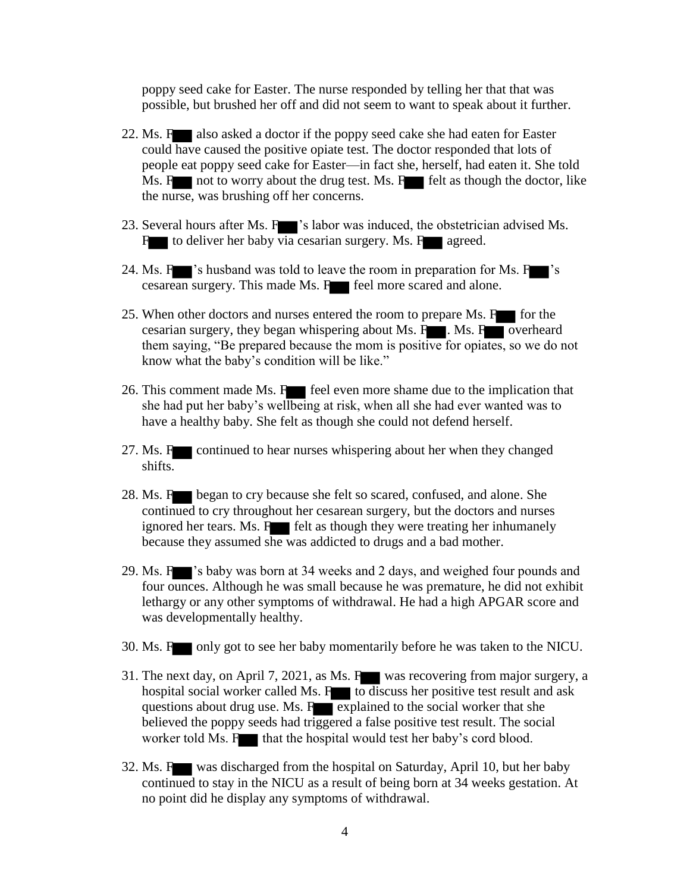poppy seed cake for Easter. The nurse responded by telling her that that was possible, but brushed her off and did not seem to want to speak about it further.

22. Ms. F███ also asked a doctor if the poppy seed cake she had eaten for Easter could have caused the positive opiate test. The doctor responded that lots of people eat poppy seed cake for Easter—in fact she, herself, had eaten it. She told Ms. F███ not to worry about the drug test. Ms. F███ felt as though the doctor, like the nurse, was brushing off her concerns.

23. Several hours after Ms. F███'s labor was induced, the obstetrician advised Ms. F███ to deliver her baby via cesarian surgery. Ms. F███ agreed.

24. Ms. F███'s husband was told to leave the room in preparation for Ms. F███'s cesarean surgery. This made Ms. F███ feel more scared and alone.

25. When other doctors and nurses entered the room to prepare Ms. F███ for the cesarian surgery, they began whispering about Ms. F███. Ms. F███ overheard them saying, "Be prepared because the mom is positive for opiates, so we do not know what the baby's condition will be like."

26. This comment made Ms. F███ feel even more shame due to the implication that she had put her baby's wellbeing at risk, when all she had ever wanted was to have a healthy baby. She felt as though she could not defend herself.

27. Ms. F███ continued to hear nurses whispering about her when they changed shifts.

28. Ms. F███ began to cry because she felt so scared, confused, and alone. She continued to cry throughout her cesarean surgery, but the doctors and nurses ignored her tears. Ms. F███ felt as though they were treating her inhumanely because they assumed she was addicted to drugs and a bad mother.

29. Ms. F███'s baby was born at 34 weeks and 2 days, and weighed four pounds and four ounces. Although he was small because he was premature, he did not exhibit lethargy or any other symptoms of withdrawal. He had a high APGAR score and was developmentally healthy.

30. Ms. F███ only got to see her baby momentarily before he was taken to the NICU.

31. The next day, on April 7, 2021, as Ms. F███ was recovering from major surgery, a hospital social worker called Ms. F███ to discuss her positive test result and ask questions about drug use. Ms. F███ explained to the social worker that she believed the poppy seeds had triggered a false positive test result. The social worker told Ms. F███ that the hospital would test her baby's cord blood.

32. Ms. F███ was discharged from the hospital on Saturday, April 10, but her baby continued to stay in the NICU as a result of being born at 34 weeks gestation. At no point did he display any symptoms of withdrawal.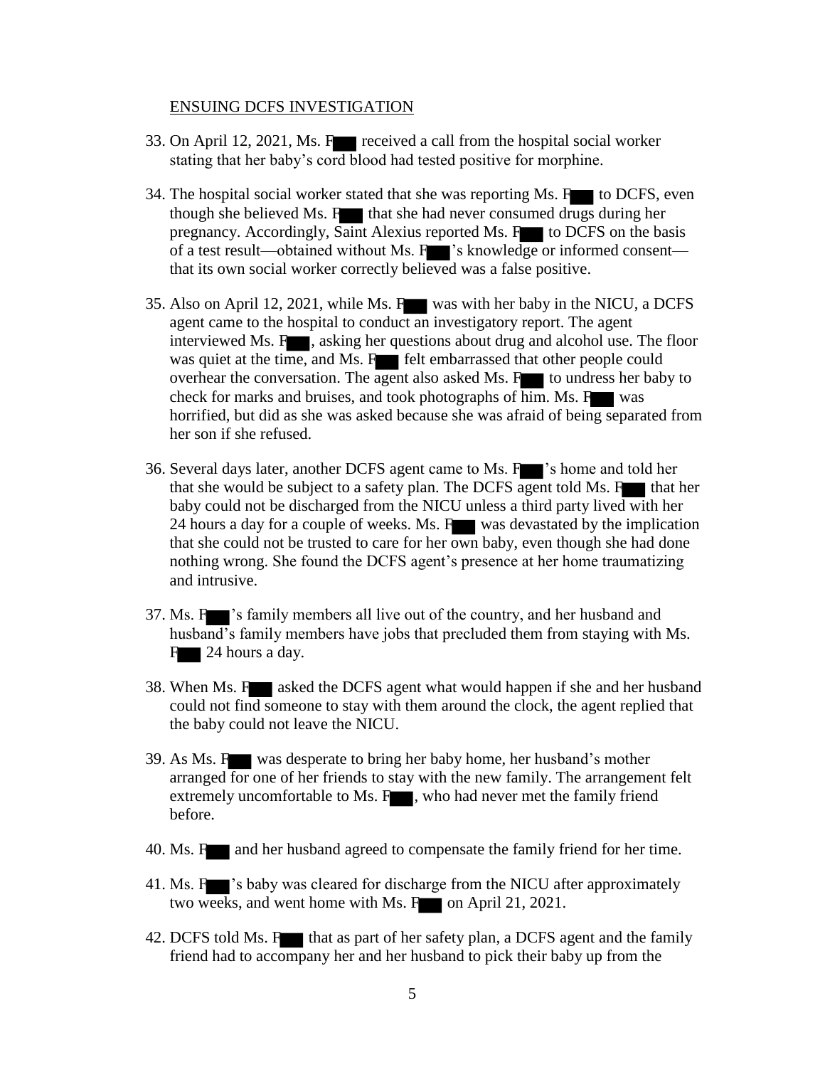<u>ENSUING DCFS INVESTIGATION</u>

33. On April 12, 2021, Ms. F█ received a call from the hospital social worker stating that her baby's cord blood had tested positive for morphine.

34. The hospital social worker stated that she was reporting Ms. F█ to DCFS, even though she believed Ms. F█ that she had never consumed drugs during her pregnancy. Accordingly, Saint Alexius reported Ms. F█ to DCFS on the basis of a test result—obtained without Ms. F█'s knowledge or informed consent—that its own social worker correctly believed was a false positive.

35. Also on April 12, 2021, while Ms. F█ was with her baby in the NICU, a DCFS agent came to the hospital to conduct an investigatory report. The agent interviewed Ms. F█, asking her questions about drug and alcohol use. The floor was quiet at the time, and Ms. F█ felt embarrassed that other people could overhear the conversation. The agent also asked Ms. F█ to undress her baby to check for marks and bruises, and took photographs of him. Ms. F█ was horrified, but did as she was asked because she was afraid of being separated from her son if she refused.

36. Several days later, another DCFS agent came to Ms. F█'s home and told her that she would be subject to a safety plan. The DCFS agent told Ms. F█ that her baby could not be discharged from the NICU unless a third party lived with her 24 hours a day for a couple of weeks. Ms. F█ was devastated by the implication that she could not be trusted to care for her own baby, even though she had done nothing wrong. She found the DCFS agent's presence at her home traumatizing and intrusive.

37. Ms. F█'s family members all live out of the country, and her husband and husband's family members have jobs that precluded them from staying with Ms. F█ 24 hours a day.

38. When Ms. F█ asked the DCFS agent what would happen if she and her husband could not find someone to stay with them around the clock, the agent replied that the baby could not leave the NICU.

39. As Ms. F█ was desperate to bring her baby home, her husband's mother arranged for one of her friends to stay with the new family. The arrangement felt extremely uncomfortable to Ms. F█, who had never met the family friend before.

40. Ms. F█ and her husband agreed to compensate the family friend for her time.

41. Ms. F█'s baby was cleared for discharge from the NICU after approximately two weeks, and went home with Ms. F█ on April 21, 2021.

42. DCFS told Ms. F█ that as part of her safety plan, a DCFS agent and the family friend had to accompany her and her husband to pick their baby up from the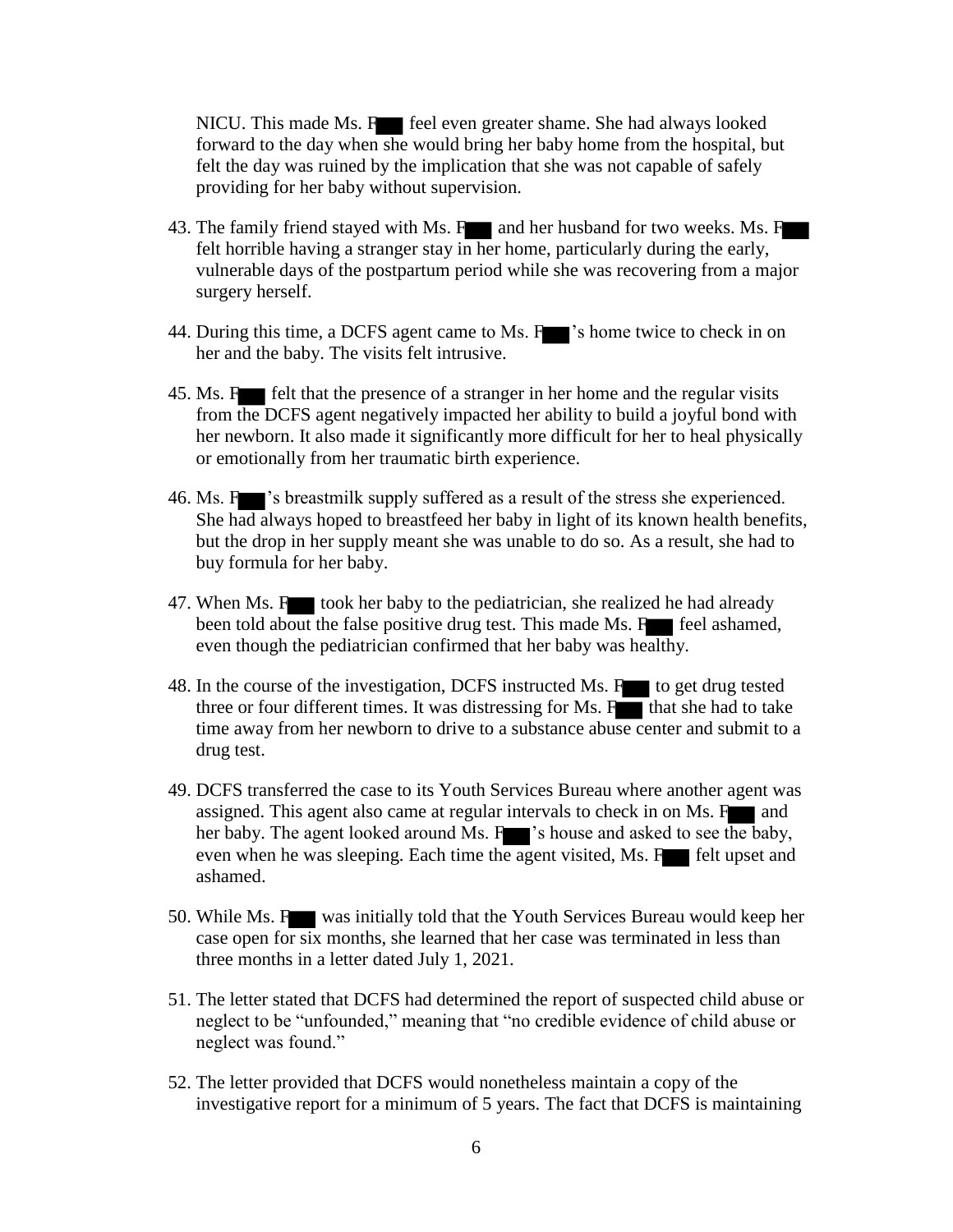NICU. This made Ms. F[redacted] feel even greater shame. She had always looked forward to the day when she would bring her baby home from the hospital, but felt the day was ruined by the implication that she was not capable of safely providing for her baby without supervision.

43. The family friend stayed with Ms. F[redacted] and her husband for two weeks. Ms. F[redacted] felt horrible having a stranger stay in her home, particularly during the early, vulnerable days of the postpartum period while she was recovering from a major surgery herself.

44. During this time, a DCFS agent came to Ms. F[redacted]'s home twice to check in on her and the baby. The visits felt intrusive.

45. Ms. F[redacted] felt that the presence of a stranger in her home and the regular visits from the DCFS agent negatively impacted her ability to build a joyful bond with her newborn. It also made it significantly more difficult for her to heal physically or emotionally from her traumatic birth experience.

46. Ms. F[redacted]'s breastmilk supply suffered as a result of the stress she experienced. She had always hoped to breastfeed her baby in light of its known health benefits, but the drop in her supply meant she was unable to do so. As a result, she had to buy formula for her baby.

47. When Ms. F[redacted] took her baby to the pediatrician, she realized he had already been told about the false positive drug test. This made Ms. F[redacted] feel ashamed, even though the pediatrician confirmed that her baby was healthy.

48. In the course of the investigation, DCFS instructed Ms. F[redacted] to get drug tested three or four different times. It was distressing for Ms. F[redacted] that she had to take time away from her newborn to drive to a substance abuse center and submit to a drug test.

49. DCFS transferred the case to its Youth Services Bureau where another agent was assigned. This agent also came at regular intervals to check in on Ms. F[redacted] and her baby. The agent looked around Ms. F[redacted]'s house and asked to see the baby, even when he was sleeping. Each time the agent visited, Ms. F[redacted] felt upset and ashamed.

50. While Ms. F[redacted] was initially told that the Youth Services Bureau would keep her case open for six months, she learned that her case was terminated in less than three months in a letter dated July 1, 2021.

51. The letter stated that DCFS had determined the report of suspected child abuse or neglect to be "unfounded," meaning that "no credible evidence of child abuse or neglect was found."

52. The letter provided that DCFS would nonetheless maintain a copy of the investigative report for a minimum of 5 years. The fact that DCFS is maintaining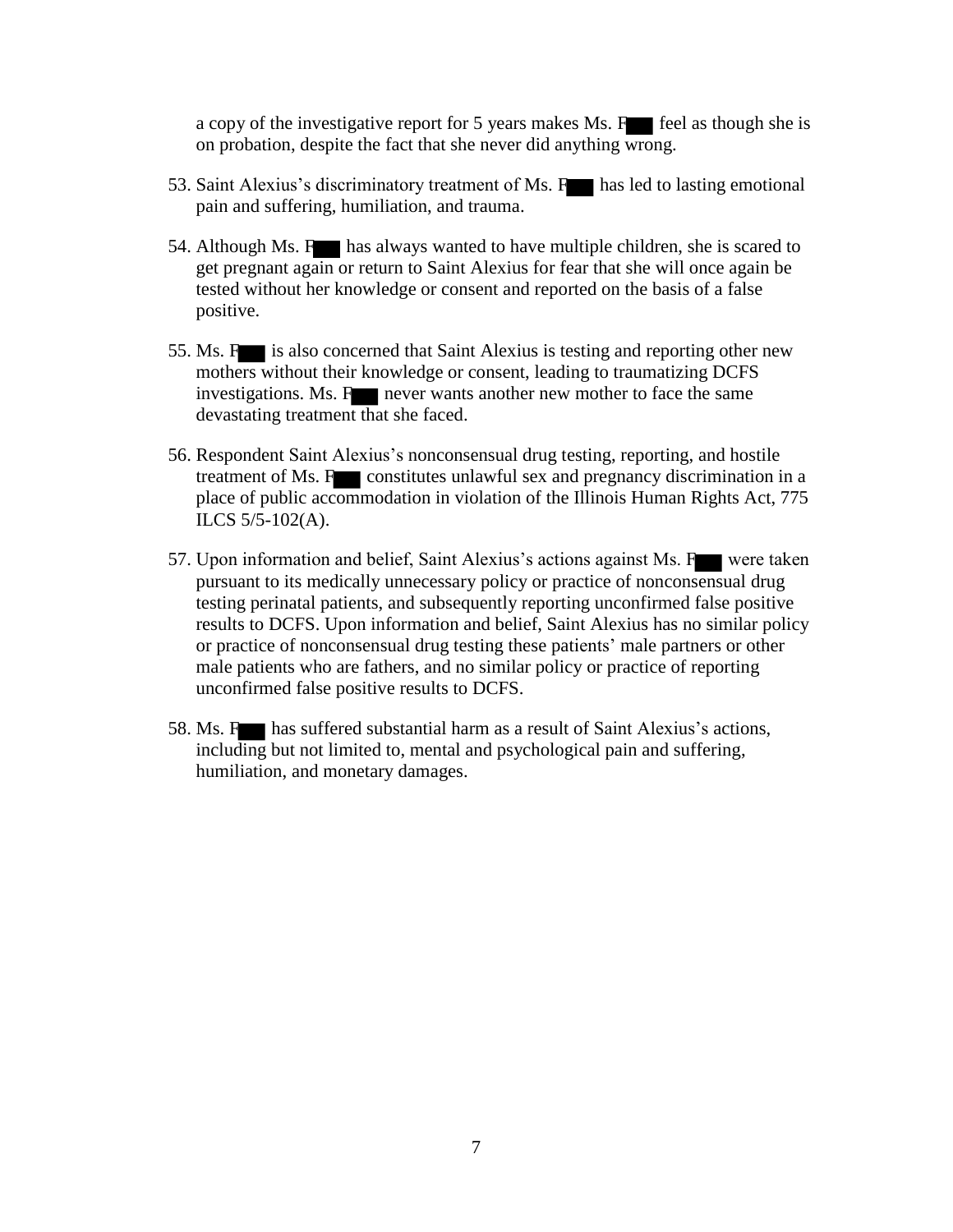a copy of the investigative report for 5 years makes Ms. F███ feel as though she is on probation, despite the fact that she never did anything wrong.

53. Saint Alexius's discriminatory treatment of Ms. F███ has led to lasting emotional pain and suffering, humiliation, and trauma.

54. Although Ms. F███ has always wanted to have multiple children, she is scared to get pregnant again or return to Saint Alexius for fear that she will once again be tested without her knowledge or consent and reported on the basis of a false positive.

55. Ms. F███ is also concerned that Saint Alexius is testing and reporting other new mothers without their knowledge or consent, leading to traumatizing DCFS investigations. Ms. F███ never wants another new mother to face the same devastating treatment that she faced.

56. Respondent Saint Alexius's nonconsensual drug testing, reporting, and hostile treatment of Ms. F███ constitutes unlawful sex and pregnancy discrimination in a place of public accommodation in violation of the Illinois Human Rights Act, 775 ILCS 5/5-102(A).

57. Upon information and belief, Saint Alexius's actions against Ms. F███ were taken pursuant to its medically unnecessary policy or practice of nonconsensual drug testing perinatal patients, and subsequently reporting unconfirmed false positive results to DCFS. Upon information and belief, Saint Alexius has no similar policy or practice of nonconsensual drug testing these patients' male partners or other male patients who are fathers, and no similar policy or practice of reporting unconfirmed false positive results to DCFS.

58. Ms. F███ has suffered substantial harm as a result of Saint Alexius's actions, including but not limited to, mental and psychological pain and suffering, humiliation, and monetary damages.